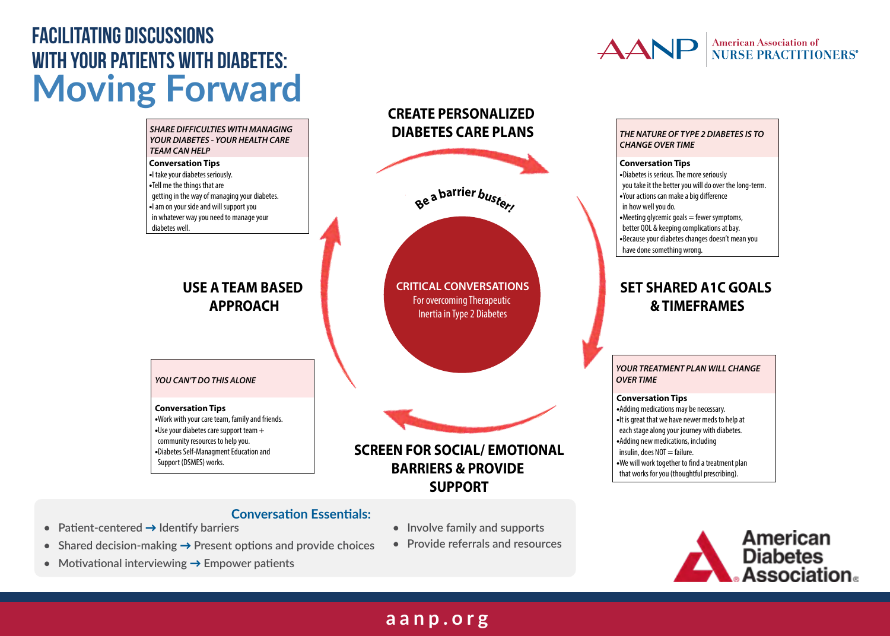# FACILITATING DISCUSSIONS WITH YOUR PATIENTS WITH DIABETES: Moving Forward

American Association of NURSE PRACTITIONERS®

## CRITICAL CONVERSATIONS

For overcoming Therapeutic Inertia in Type 2 Diabetes

*Be a barrier buster!*

## CREATE PERSONALIZED DIABETES CARE PLANS

## SET SHARED A1C GOALS & TIMEFRAMES

***THE NATURE OF TYPE 2 DIABETES IS TO CHANGE OVER TIME***

**Conversation Tips**

- Diabetes is serious. The more seriously you take it the better you will do over the long-term.
- Your actions can make a big difference in how well you do.
- Meeting glycemic goals = fewer symptoms, better QOL & keeping complications at bay.
- Because your diabetes changes doesn't mean you have done something wrong.

***YOUR TREATMENT PLAN WILL CHANGE OVER TIME***

**Conversation Tips**

- Adding medications may be necessary.
- It is great that we have newer meds to help at each stage along your journey with diabetes.
- Adding new medications, including insulin, does NOT = failure.
- We will work together to find a treatment plan that works for you (thoughtful prescribing).

## SCREEN FOR SOCIAL/ EMOTIONAL BARRIERS & PROVIDE SUPPORT

## USE A TEAM BASED APPROACH

***YOU CAN'T DO THIS ALONE***

**Conversation Tips**

- Work with your care team, family and friends.
- Use your diabetes care support team + community resources to help you.
- Diabetes Self-Managment Education and Support (DSMES) works.

***SHARE DIFFICULTIES WITH MANAGING YOUR DIABETES - YOUR HEALTH CARE TEAM CAN HELP***

**Conversation Tips**

- I take your diabetes seriously.
- Tell me the things that are getting in the way of managing your diabetes.
- I am on your side and will support you in whatever way you need to manage your diabetes well.

### Conversation Essentials:

- Patient-centered → Identify barriers
- Shared decision-making → Present options and provide choices
- Motivational interviewing → Empower patients
- Involve family and supports
- Provide referrals and resources

American Diabetes Association®

aanp.org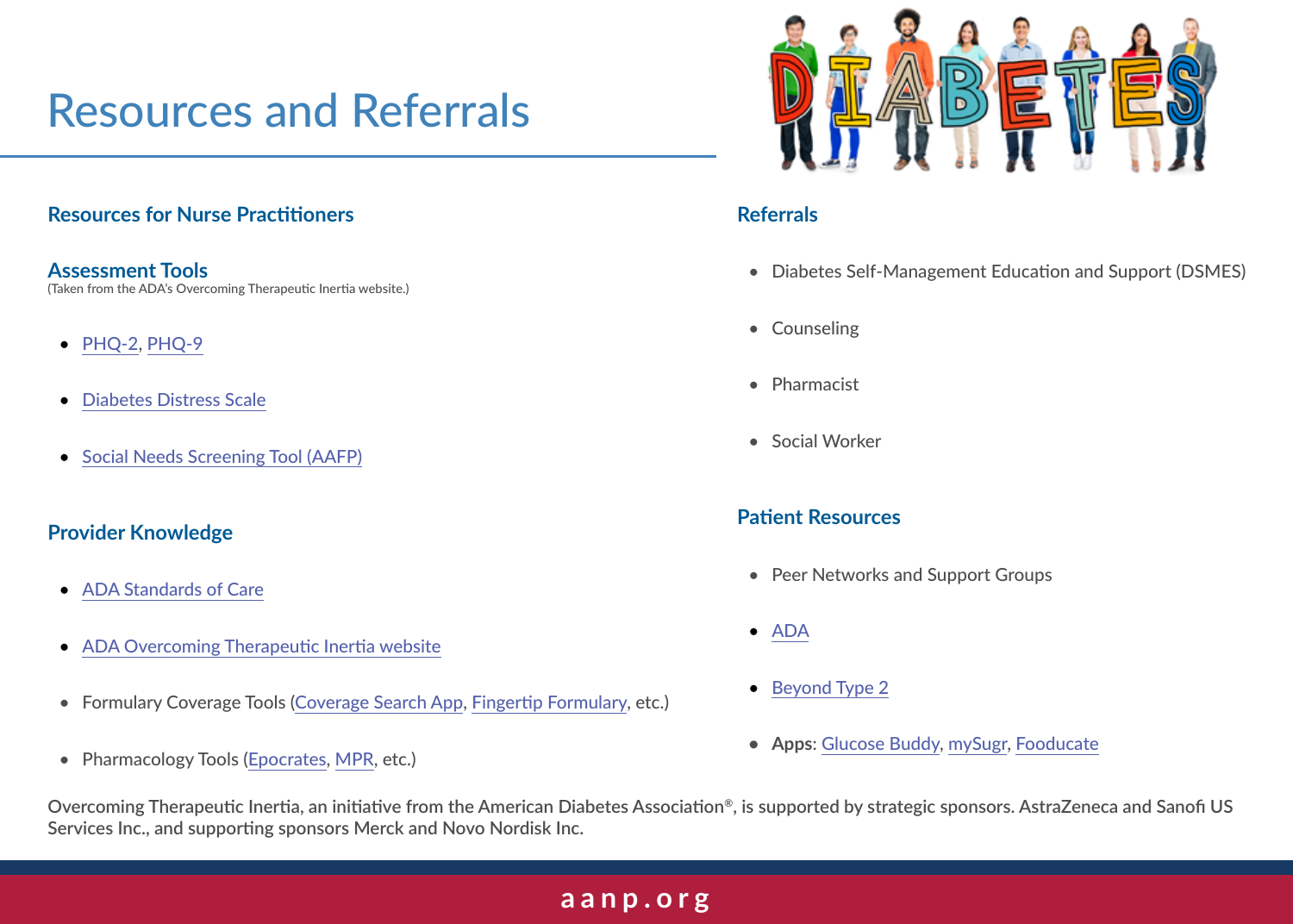# Resources and Referrals

## Resources for Nurse Practitioners

### Assessment Tools

(Taken from the ADA's Overcoming Therapeutic Inertia website.)

- PHQ-2, PHQ-9
- Diabetes Distress Scale
- Social Needs Screening Tool (AAFP)

### Provider Knowledge

- ADA Standards of Care
- ADA Overcoming Therapeutic Inertia website
- Formulary Coverage Tools (Coverage Search App, Fingertip Formulary, etc.)
- Pharmacology Tools (Epocrates, MPR, etc.)

## Referrals

- Diabetes Self-Management Education and Support (DSMES)
- Counseling
- Pharmacist
- Social Worker

## Patient Resources

- Peer Networks and Support Groups
- ADA
- Beyond Type 2
- **Apps**: Glucose Buddy, mySugr, Fooducate

Overcoming Therapeutic Inertia, an initiative from the American Diabetes Association®, is supported by strategic sponsors. AstraZeneca and Sanofi US Services Inc., and supporting sponsors Merck and Novo Nordisk Inc.